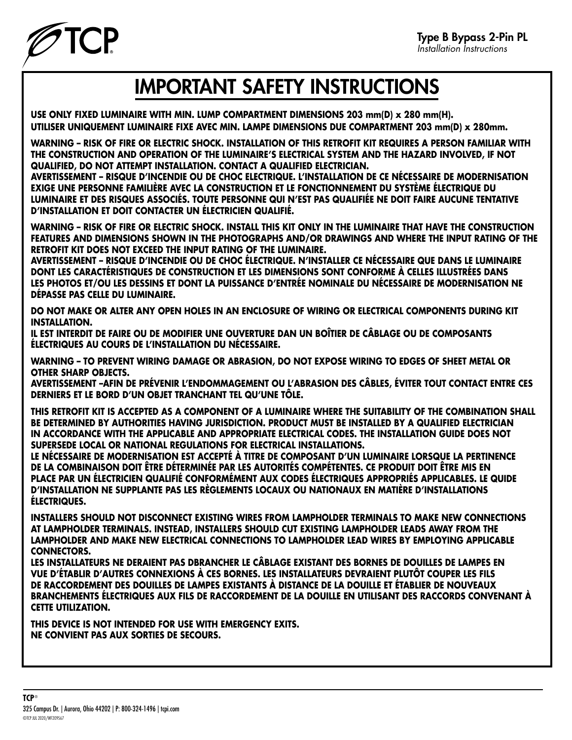**Type B Bypass 2-Pin PL**
*Installation Instructions*

# IMPORTANT SAFETY INSTRUCTIONS

**USE ONLY FIXED LUMINAIRE WITH MIN. LUMP COMPARTMENT DIMENSIONS 203 mm(D) x 280 mm(H).**
**UTILISER UNIQUEMENT LUMINAIRE FIXE AVEC MIN. LAMPE DIMENSIONS DUE COMPARTMENT 203 mm(D) x 280mm.**

**WARNING – RISK OF FIRE OR ELECTRIC SHOCK. INSTALLATION OF THIS RETROFIT KIT REQUIRES A PERSON FAMILIAR WITH THE CONSTRUCTION AND OPERATION OF THE LUMINAIRE'S ELECTRICAL SYSTEM AND THE HAZARD INVOLVED, IF NOT QUALIFIED, DO NOT ATTEMPT INSTALLATION. CONTACT A QUALIFIED ELECTRICIAN.**
**AVERTISSEMENT – RISQUE D'INCENDIE OU DE CHOC ELECTRIQUE. L'INSTALLATION DE CE NÉCESSAIRE DE MODERNISATION EXIGE UNE PERSONNE FAMILIÈRE AVEC LA CONSTRUCTION ET LE FONCTIONNEMENT DU SYSTÈME ÉLECTRIQUE DU LUMINAIRE ET DES RISQUES ASSOCIÉS. TOUTE PERSONNE QUI N'EST PAS QUALIFIÉE NE DOIT FAIRE AUCUNE TENTATIVE D'INSTALLATION ET DOIT CONTACTER UN ÉLECTRICIEN QUALIFIÉ.**

**WARNING – RISK OF FIRE OR ELECTRIC SHOCK. INSTALL THIS KIT ONLY IN THE LUMINAIRE THAT HAVE THE CONSTRUCTION FEATURES AND DIMENSIONS SHOWN IN THE PHOTOGRAPHS AND/OR DRAWINGS AND WHERE THE INPUT RATING OF THE RETROFIT KIT DOES NOT EXCEED THE INPUT RATING OF THE LUMINAIRE.**
**AVERTISSEMENT – RISQUE D'INCENDIE OU DE CHOC ÉLECTRIQUE. N'INSTALLER CE NÉCESSAIRE QUE DANS LE LUMINAIRE DONT LES CARACTÉRISTIQUES DE CONSTRUCTION ET LES DIMENSIONS SONT CONFORME À CELLES ILLUSTRÉES DANS LES PHOTOS ET/OU LES DESSINS ET DONT LA PUISSANCE D'ENTRÉE NOMINALE DU NÉCESSAIRE DE MODERNISATION NE DÉPASSE PAS CELLE DU LUMINAIRE.**

**DO NOT MAKE OR ALTER ANY OPEN HOLES IN AN ENCLOSURE OF WIRING OR ELECTRICAL COMPONENTS DURING KIT INSTALLATION.**
**IL EST INTERDIT DE FAIRE OU DE MODIFIER UNE OUVERTURE DAN UN BOÎTIER DE CÂBLAGE OU DE COMPOSANTS ÉLECTRIQUES AU COURS DE L'INSTALLATION DU NÉCESSAIRE.**

**WARNING – TO PREVENT WIRING DAMAGE OR ABRASION, DO NOT EXPOSE WIRING TO EDGES OF SHEET METAL OR OTHER SHARP OBJECTS.**
**AVERTISSEMENT –AFIN DE PRÉVENIR L'ENDOMMAGEMENT OU L'ABRASION DES CÂBLES, ÉVITER TOUT CONTACT ENTRE CES DERNIERS ET LE BORD D'UN OBJET TRANCHANT TEL QU'UNE TÔLE.**

**THIS RETROFIT KIT IS ACCEPTED AS A COMPONENT OF A LUMINAIRE WHERE THE SUITABILITY OF THE COMBINATION SHALL BE DETERMINED BY AUTHORITIES HAVING JURISDICTION. PRODUCT MUST BE INSTALLED BY A QUALIFIED ELECTRICIAN IN ACCORDANCE WITH THE APPLICABLE AND APPROPRIATE ELECTRICAL CODES. THE INSTALLATION GUIDE DOES NOT SUPERSEDE LOCAL OR NATIONAL REGULATIONS FOR ELECTRICAL INSTALLATIONS.**
**LE NÉCESSAIRE DE MODERNISATION EST ACCEPTÉ À TITRE DE COMPOSANT D'UN LUMINAIRE LORSQUE LA PERTINENCE DE LA COMBINAISON DOIT ÊTRE DÉTERMINÉE PAR LES AUTORITÉS COMPÉTENTES. CE PRODUIT DOIT ÊTRE MIS EN PLACE PAR UN ÉLECTRICIEN QUALIFIÉ CONFORMÉMENT AUX CODES ÉLECTRIQUES APPROPRIÉS APPLICABLES. LE QUIDE D'INSTALLATION NE SUPPLANTE PAS LES RÈGLEMENTS LOCAUX OU NATIONAUX EN MATIÈRE D'INSTALLATIONS ÉLECTRIQUES.**

**INSTALLERS SHOULD NOT DISCONNECT EXISTING WIRES FROM LAMPHOLDER TERMINALS TO MAKE NEW CONNECTIONS AT LAMPHOLDER TERMINALS. INSTEAD, INSTALLERS SHOULD CUT EXISTING LAMPHOLDER LEADS AWAY FROM THE LAMPHOLDER AND MAKE NEW ELECTRICAL CONNECTIONS TO LAMPHOLDER LEAD WIRES BY EMPLOYING APPLICABLE CONNECTORS.**
**LES INSTALLATEURS NE DERAIENT PAS DBRANCHER LE CÂBLAGE EXISTANT DES BORNES DE DOUILLES DE LAMPES EN VUE D'ÉTABLIR D'AUTRES CONNEXIONS À CES BORNES. LES INSTALLATEURS DEVRAIENT PLUTÔT COUPER LES FILS DE RACCORDEMENT DES DOUILLES DE LAMPES EXISTANTS À DISTANCE DE LA DOUILLE ET ÉTABLIER DE NOUVEAUX BRANCHEMENTS ÉLECTRIQUES AUX FILS DE RACCORDEMENT DE LA DOUILLE EN UTILISANT DES RACCORDS CONVENANT À CETTE UTILIZATION.**

**THIS DEVICE IS NOT INTENDED FOR USE WITH EMERGENCY EXITS.**
**NE CONVIENT PAS AUX SORTIES DE SECOURS.**

**TCP®**
325 Campus Dr. | Aurora, Ohio 44202 | P: 800-324-1496 | tcpi.com
©TCP JUL 2020/WF209567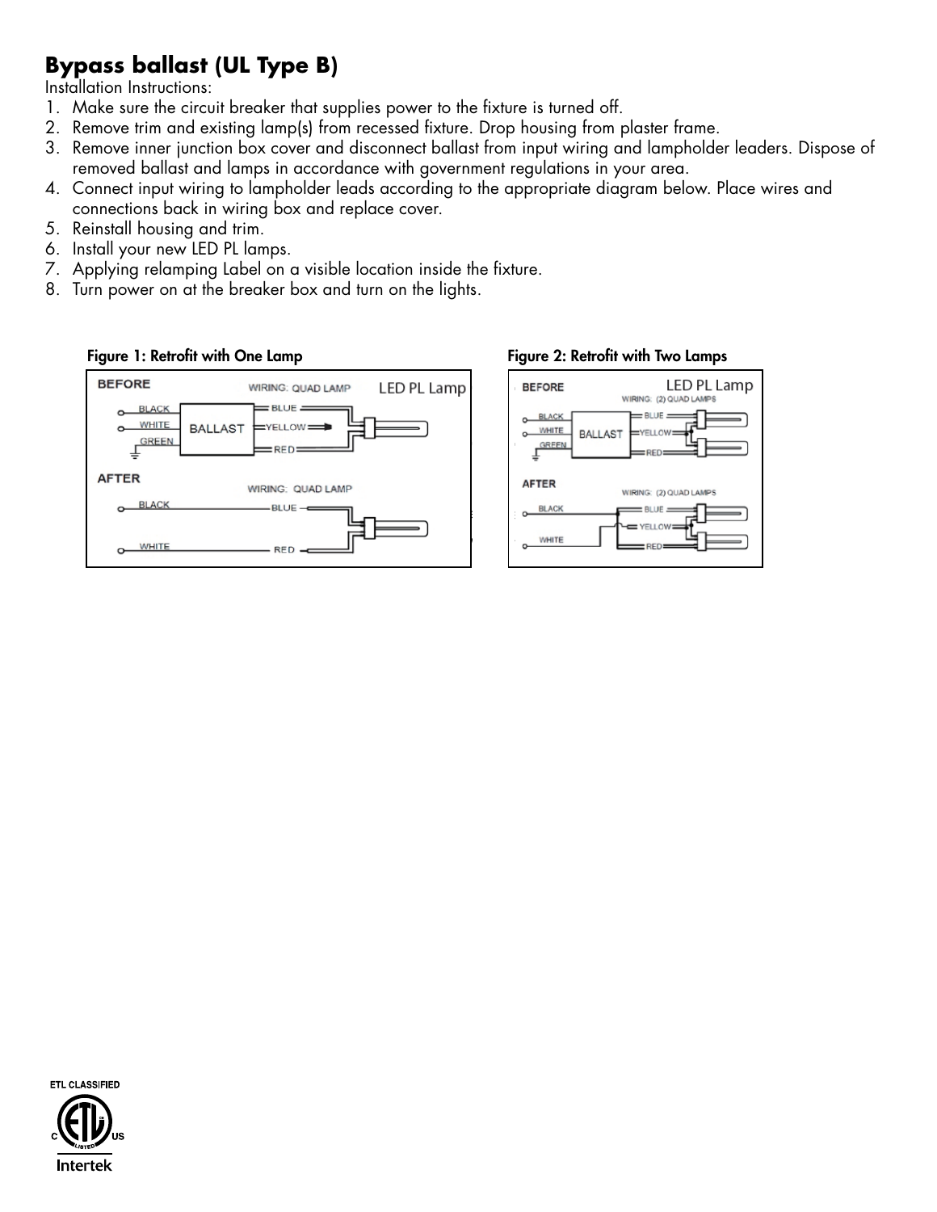## Bypass ballast (UL Type B)

Installation Instructions:

1. Make sure the circuit breaker that supplies power to the fixture is turned off.
2. Remove trim and existing lamp(s) from recessed fixture. Drop housing from plaster frame.
3. Remove inner junction box cover and disconnect ballast from input wiring and lampholder leaders. Dispose of removed ballast and lamps in accordance with government regulations in your area.
4. Connect input wiring to lampholder leads according to the appropriate diagram below. Place wires and connections back in wiring box and replace cover.
5. Reinstall housing and trim.
6. Install your new LED PL lamps.
7. Applying relamping Label on a visible location inside the fixture.
8. Turn power on at the breaker box and turn on the lights.

**Figure 1: Retrofit with One Lamp**

BEFORE
WIRING: QUAD LAMP
LED PL Lamp
BLACK
WHITE
GREEN
BALLAST
BLUE
YELLOW
RED

AFTER
WIRING: QUAD LAMP
BLACK
BLUE
WHITE
RED

**Figure 2: Retrofit with Two Lamps**

BEFORE
LED PL Lamp
WIRING: (2) QUAD LAMPS
BLACK
WHITE
GREEN
BALLAST
BLUE
YELLOW
RED

AFTER
WIRING: (2) QUAD LAMPS
BLACK
BLUE
YELLOW
WHITE
RED

ETL CLASSIFIED
C US
LISTED
Intertek